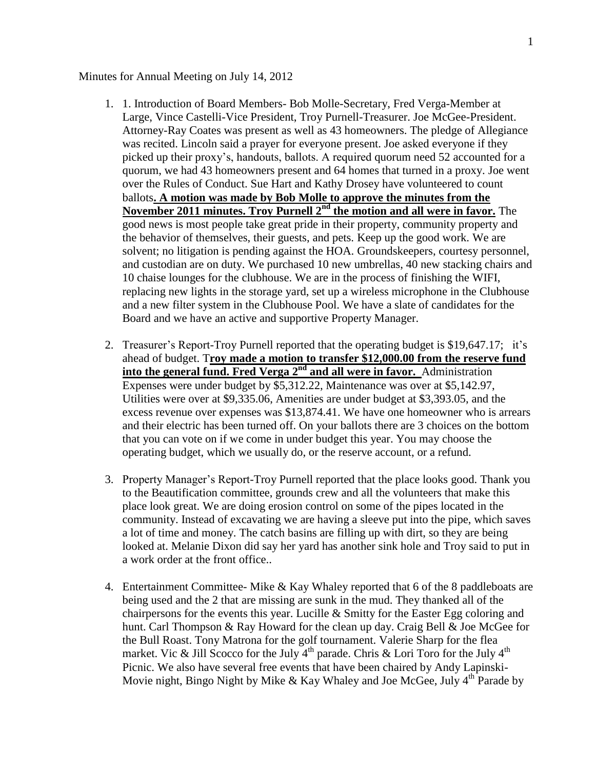Minutes for Annual Meeting on July 14, 2012

1. 1. Introduction of Board Members- Bob Molle-Secretary, Fred Verga-Member at Large, Vince Castelli-Vice President, Troy Purnell-Treasurer. Joe McGee-President. Attorney-Ray Coates was present as well as 43 homeowners. The pledge of Allegiance was recited. Lincoln said a prayer for everyone present. Joe asked everyone if they picked up their proxy's, handouts, ballots. A required quorum need 52 accounted for a quorum, we had 43 homeowners present and 64 homes that turned in a proxy. Joe went over the Rules of Conduct. Sue Hart and Kathy Drosey have volunteered to count ballots**. A motion was made by Bob Molle to approve the minutes from the November 2011 minutes. Troy Purnell 2nd the motion and all were in favor.** The good news is most people take great pride in their property, community property and the behavior of themselves, their guests, and pets. Keep up the good work. We are solvent; no litigation is pending against the HOA. Groundskeepers, courtesy personnel, and custodian are on duty. We purchased 10 new umbrellas, 40 new stacking chairs and 10 chaise lounges for the clubhouse. We are in the process of finishing the WIFI, replacing new lights in the storage yard, set up a wireless microphone in the Clubhouse and a new filter system in the Clubhouse Pool. We have a slate of candidates for the Board and we have an active and supportive Property Manager.

2. Treasurer's Report-Troy Purnell reported that the operating budget is \$19,647.17; it's ahead of budget. T**roy made a motion to transfer \$12,000.00 from the reserve fund into the general fund. Fred Verga 2nd and all were in favor.** Administration Expenses were under budget by \$5,312.22, Maintenance was over at \$5,142.97, Utilities were over at \$9,335.06, Amenities are under budget at \$3,393.05, and the excess revenue over expenses was \$13,874.41. We have one homeowner who is arrears and their electric has been turned off. On your ballots there are 3 choices on the bottom that you can vote on if we come in under budget this year. You may choose the operating budget, which we usually do, or the reserve account, or a refund.

3. Property Manager's Report-Troy Purnell reported that the place looks good. Thank you to the Beautification committee, grounds crew and all the volunteers that make this place look great. We are doing erosion control on some of the pipes located in the community. Instead of excavating we are having a sleeve put into the pipe, which saves a lot of time and money. The catch basins are filling up with dirt, so they are being looked at. Melanie Dixon did say her yard has another sink hole and Troy said to put in a work order at the front office..

4. Entertainment Committee- Mike & Kay Whaley reported that 6 of the 8 paddleboats are being used and the 2 that are missing are sunk in the mud. They thanked all of the chairpersons for the events this year. Lucille & Smitty for the Easter Egg coloring and hunt. Carl Thompson & Ray Howard for the clean up day. Craig Bell & Joe McGee for the Bull Roast. Tony Matrona for the golf tournament. Valerie Sharp for the flea market. Vic & Jill Scocco for the July 4th parade. Chris & Lori Toro for the July 4th Picnic. We also have several free events that have been chaired by Andy Lapinski-Movie night, Bingo Night by Mike & Kay Whaley and Joe McGee, July 4th Parade by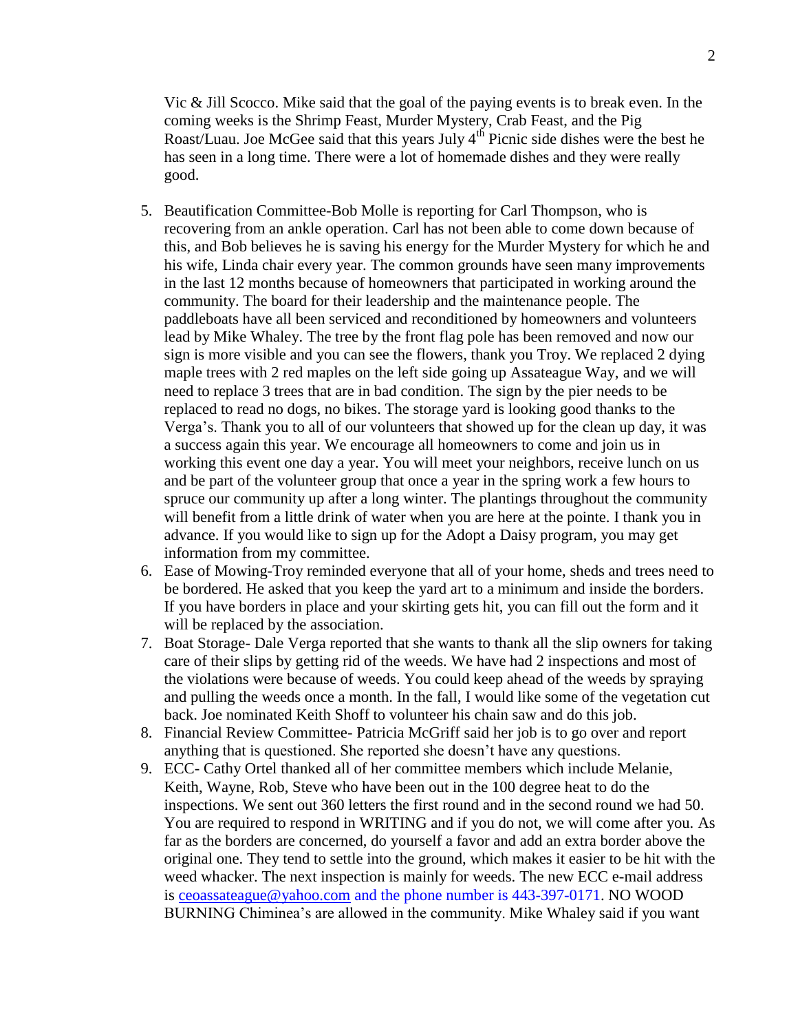Vic & Jill Scocco. Mike said that the goal of the paying events is to break even. In the coming weeks is the Shrimp Feast, Murder Mystery, Crab Feast, and the Pig Roast/Luau. Joe McGee said that this years July 4th Picnic side dishes were the best he has seen in a long time. There were a lot of homemade dishes and they were really good.

5. Beautification Committee-Bob Molle is reporting for Carl Thompson, who is recovering from an ankle operation. Carl has not been able to come down because of this, and Bob believes he is saving his energy for the Murder Mystery for which he and his wife, Linda chair every year. The common grounds have seen many improvements in the last 12 months because of homeowners that participated in working around the community. The board for their leadership and the maintenance people. The paddleboats have all been serviced and reconditioned by homeowners and volunteers lead by Mike Whaley. The tree by the front flag pole has been removed and now our sign is more visible and you can see the flowers, thank you Troy. We replaced 2 dying maple trees with 2 red maples on the left side going up Assateague Way, and we will need to replace 3 trees that are in bad condition. The sign by the pier needs to be replaced to read no dogs, no bikes. The storage yard is looking good thanks to the Verga's. Thank you to all of our volunteers that showed up for the clean up day, it was a success again this year. We encourage all homeowners to come and join us in working this event one day a year. You will meet your neighbors, receive lunch on us and be part of the volunteer group that once a year in the spring work a few hours to spruce our community up after a long winter. The plantings throughout the community will benefit from a little drink of water when you are here at the pointe. I thank you in advance. If you would like to sign up for the Adopt a Daisy program, you may get information from my committee.
6. Ease of Mowing-Troy reminded everyone that all of your home, sheds and trees need to be bordered. He asked that you keep the yard art to a minimum and inside the borders. If you have borders in place and your skirting gets hit, you can fill out the form and it will be replaced by the association.
7. Boat Storage- Dale Verga reported that she wants to thank all the slip owners for taking care of their slips by getting rid of the weeds. We have had 2 inspections and most of the violations were because of weeds. You could keep ahead of the weeds by spraying and pulling the weeds once a month. In the fall, I would like some of the vegetation cut back. Joe nominated Keith Shoff to volunteer his chain saw and do this job.
8. Financial Review Committee- Patricia McGriff said her job is to go over and report anything that is questioned. She reported she doesn't have any questions.
9. ECC- Cathy Ortel thanked all of her committee members which include Melanie, Keith, Wayne, Rob, Steve who have been out in the 100 degree heat to do the inspections. We sent out 360 letters the first round and in the second round we had 50. You are required to respond in WRITING and if you do not, we will come after you. As far as the borders are concerned, do yourself a favor and add an extra border above the original one. They tend to settle into the ground, which makes it easier to be hit with the weed whacker. The next inspection is mainly for weeds. The new ECC e-mail address is ceoassateague@yahoo.com and the phone number is 443-397-0171. NO WOOD BURNING Chiminea's are allowed in the community. Mike Whaley said if you want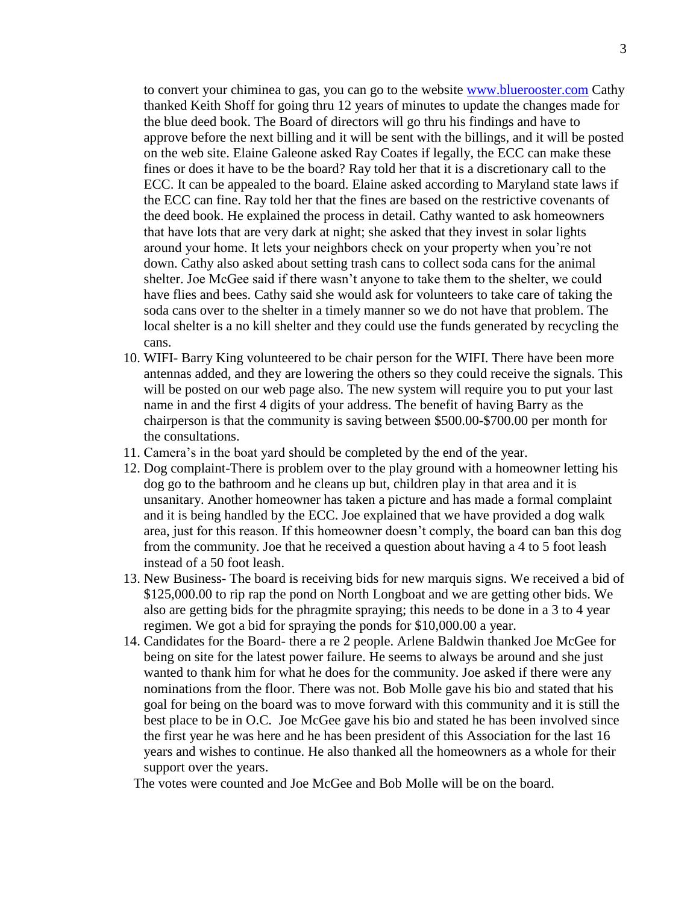to convert your chiminea to gas, you can go to the website www.bluerooster.com Cathy thanked Keith Shoff for going thru 12 years of minutes to update the changes made for the blue deed book. The Board of directors will go thru his findings and have to approve before the next billing and it will be sent with the billings, and it will be posted on the web site. Elaine Galeone asked Ray Coates if legally, the ECC can make these fines or does it have to be the board? Ray told her that it is a discretionary call to the ECC. It can be appealed to the board. Elaine asked according to Maryland state laws if the ECC can fine. Ray told her that the fines are based on the restrictive covenants of the deed book. He explained the process in detail. Cathy wanted to ask homeowners that have lots that are very dark at night; she asked that they invest in solar lights around your home. It lets your neighbors check on your property when you're not down. Cathy also asked about setting trash cans to collect soda cans for the animal shelter. Joe McGee said if there wasn't anyone to take them to the shelter, we could have flies and bees. Cathy said she would ask for volunteers to take care of taking the soda cans over to the shelter in a timely manner so we do not have that problem. The local shelter is a no kill shelter and they could use the funds generated by recycling the cans.

10. WIFI- Barry King volunteered to be chair person for the WIFI. There have been more antennas added, and they are lowering the others so they could receive the signals. This will be posted on our web page also. The new system will require you to put your last name in and the first 4 digits of your address. The benefit of having Barry as the chairperson is that the community is saving between $500.00-$700.00 per month for the consultations.
11. Camera's in the boat yard should be completed by the end of the year.
12. Dog complaint-There is problem over to the play ground with a homeowner letting his dog go to the bathroom and he cleans up but, children play in that area and it is unsanitary. Another homeowner has taken a picture and has made a formal complaint and it is being handled by the ECC. Joe explained that we have provided a dog walk area, just for this reason. If this homeowner doesn't comply, the board can ban this dog from the community. Joe that he received a question about having a 4 to 5 foot leash instead of a 50 foot leash.
13. New Business- The board is receiving bids for new marquis signs. We received a bid of $125,000.00 to rip rap the pond on North Longboat and we are getting other bids. We also are getting bids for the phragmite spraying; this needs to be done in a 3 to 4 year regimen. We got a bid for spraying the ponds for $10,000.00 a year.
14. Candidates for the Board- there a re 2 people. Arlene Baldwin thanked Joe McGee for being on site for the latest power failure. He seems to always be around and she just wanted to thank him for what he does for the community. Joe asked if there were any nominations from the floor. There was not. Bob Molle gave his bio and stated that his goal for being on the board was to move forward with this community and it is still the best place to be in O.C. Joe McGee gave his bio and stated he has been involved since the first year he was here and he has been president of this Association for the last 16 years and wishes to continue. He also thanked all the homeowners as a whole for their support over the years.

The votes were counted and Joe McGee and Bob Molle will be on the board.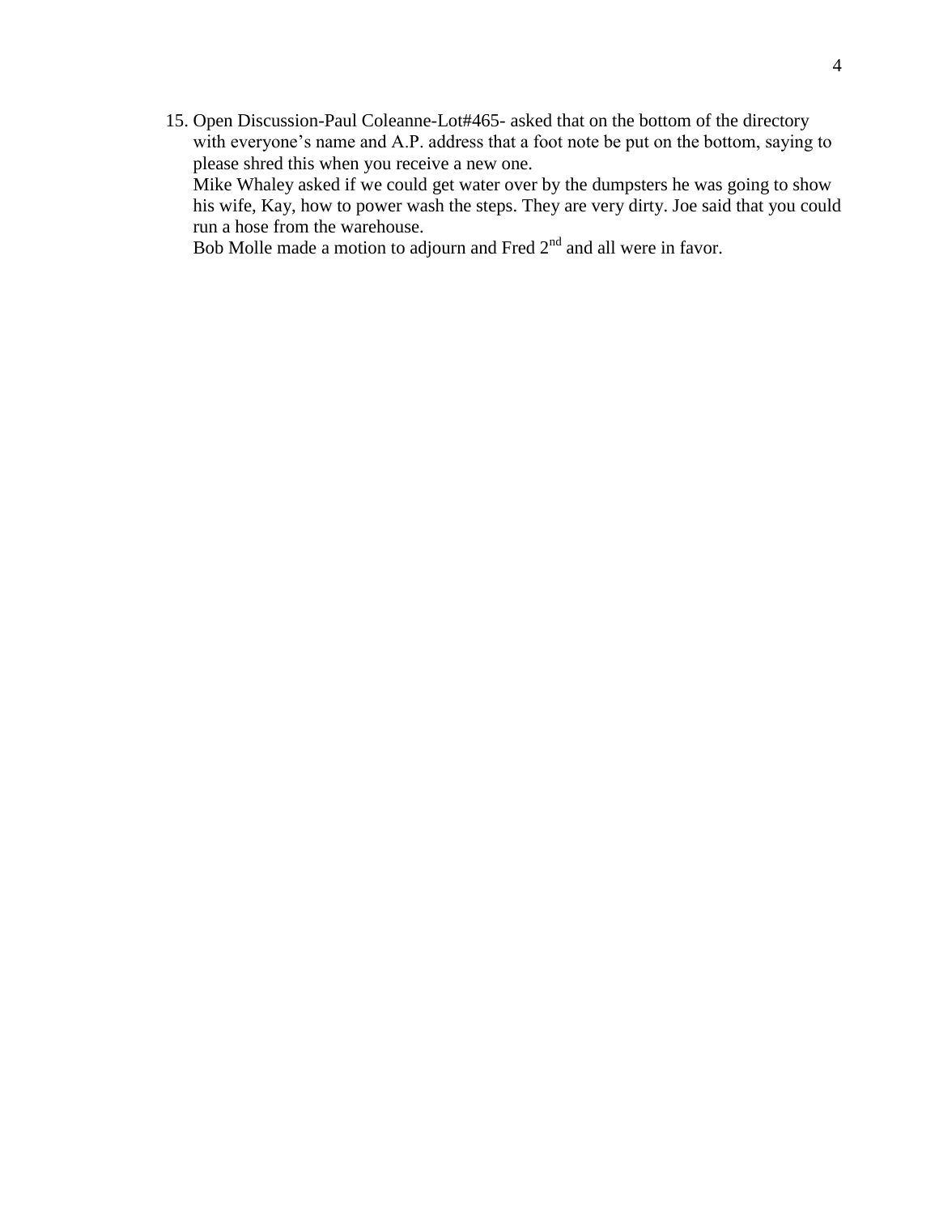15. Open Discussion-Paul Coleanne-Lot#465- asked that on the bottom of the directory with everyone's name and A.P. address that a foot note be put on the bottom, saying to please shred this when you receive a new one.
    Mike Whaley asked if we could get water over by the dumpsters he was going to show his wife, Kay, how to power wash the steps. They are very dirty. Joe said that you could run a hose from the warehouse.
    Bob Molle made a motion to adjourn and Fred 2nd and all were in favor.